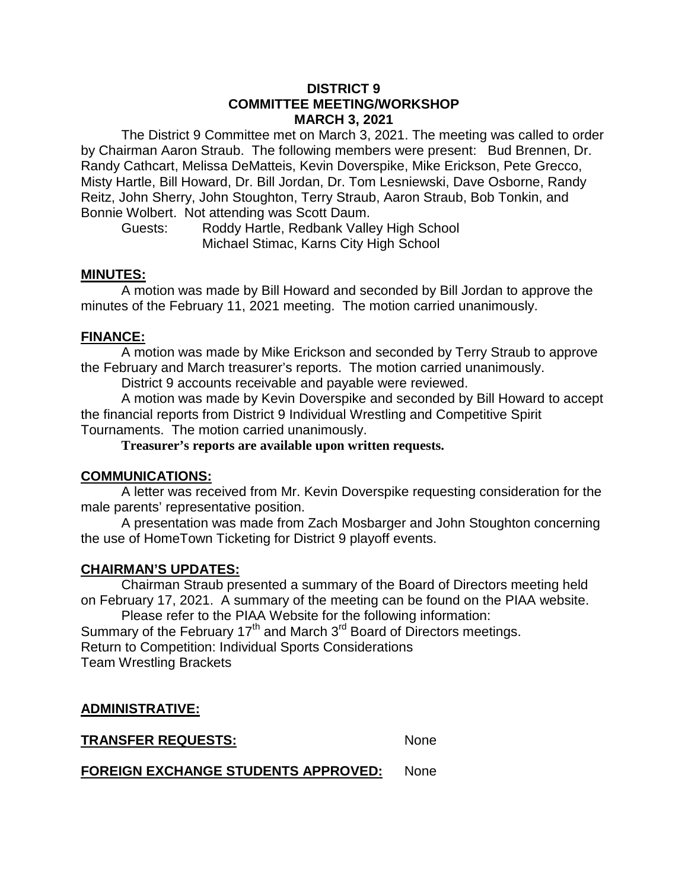**DISTRICT 9**
**COMMITTEE MEETING/WORKSHOP**
**MARCH 3, 2021**

The District 9 Committee met on March 3, 2021. The meeting was called to order by Chairman Aaron Straub. The following members were present: Bud Brennen, Dr. Randy Cathcart, Melissa DeMatteis, Kevin Doverspike, Mike Erickson, Pete Grecco, Misty Hartle, Bill Howard, Dr. Bill Jordan, Dr. Tom Lesniewski, Dave Osborne, Randy Reitz, John Sherry, John Stoughton, Terry Straub, Aaron Straub, Bob Tonkin, and Bonnie Wolbert. Not attending was Scott Daum.

Guests: Roddy Hartle, Redbank Valley High School
Michael Stimac, Karns City High School

## MINUTES:

A motion was made by Bill Howard and seconded by Bill Jordan to approve the minutes of the February 11, 2021 meeting. The motion carried unanimously.

## FINANCE:

A motion was made by Mike Erickson and seconded by Terry Straub to approve the February and March treasurer's reports. The motion carried unanimously.

District 9 accounts receivable and payable were reviewed.

A motion was made by Kevin Doverspike and seconded by Bill Howard to accept the financial reports from District 9 Individual Wrestling and Competitive Spirit Tournaments. The motion carried unanimously.

**Treasurer's reports are available upon written requests.**

## COMMUNICATIONS:

A letter was received from Mr. Kevin Doverspike requesting consideration for the male parents' representative position.

A presentation was made from Zach Mosbarger and John Stoughton concerning the use of HomeTown Ticketing for District 9 playoff events.

## CHAIRMAN'S UPDATES:

Chairman Straub presented a summary of the Board of Directors meeting held on February 17, 2021. A summary of the meeting can be found on the PIAA website.

Please refer to the PIAA Website for the following information:
Summary of the February 17th and March 3rd Board of Directors meetings.
Return to Competition: Individual Sports Considerations
Team Wrestling Brackets

## ADMINISTRATIVE:

**TRANSFER REQUESTS:** None

**FOREIGN EXCHANGE STUDENTS APPROVED:** None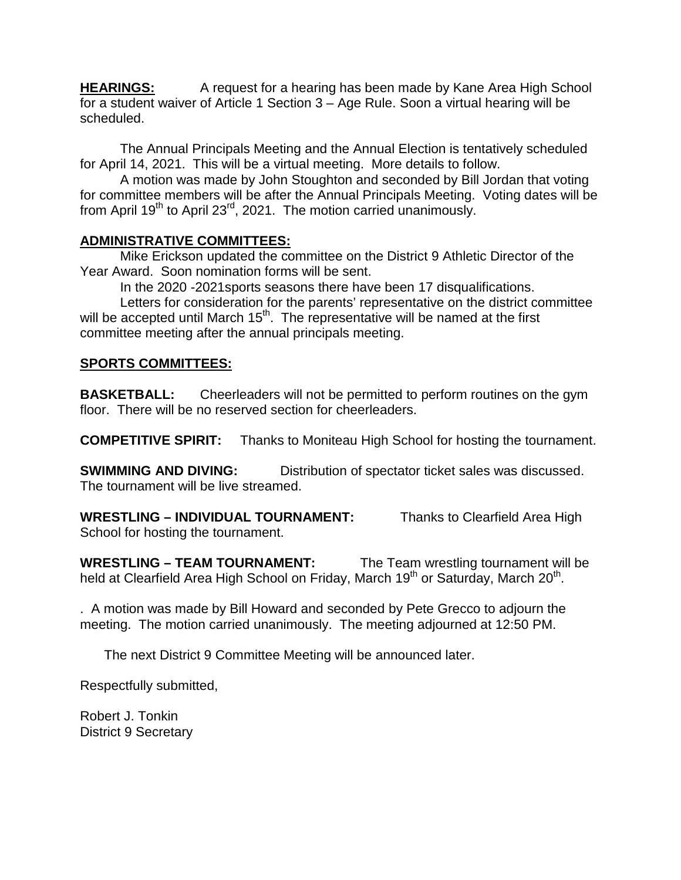**HEARINGS:** A request for a hearing has been made by Kane Area High School for a student waiver of Article 1 Section 3 – Age Rule. Soon a virtual hearing will be scheduled.

The Annual Principals Meeting and the Annual Election is tentatively scheduled for April 14, 2021. This will be a virtual meeting. More details to follow.

A motion was made by John Stoughton and seconded by Bill Jordan that voting for committee members will be after the Annual Principals Meeting. Voting dates will be from April 19th to April 23rd, 2021. The motion carried unanimously.

**ADMINISTRATIVE COMMITTEES:**

Mike Erickson updated the committee on the District 9 Athletic Director of the Year Award. Soon nomination forms will be sent.

In the 2020 -2021sports seasons there have been 17 disqualifications.

Letters for consideration for the parents' representative on the district committee will be accepted until March 15th. The representative will be named at the first committee meeting after the annual principals meeting.

**SPORTS COMMITTEES:**

**BASKETBALL:** Cheerleaders will not be permitted to perform routines on the gym floor. There will be no reserved section for cheerleaders.

**COMPETITIVE SPIRIT:** Thanks to Moniteau High School for hosting the tournament.

**SWIMMING AND DIVING:** Distribution of spectator ticket sales was discussed. The tournament will be live streamed.

**WRESTLING – INDIVIDUAL TOURNAMENT:** Thanks to Clearfield Area High School for hosting the tournament.

**WRESTLING – TEAM TOURNAMENT:** The Team wrestling tournament will be held at Clearfield Area High School on Friday, March 19th or Saturday, March 20th.

. A motion was made by Bill Howard and seconded by Pete Grecco to adjourn the meeting. The motion carried unanimously. The meeting adjourned at 12:50 PM.

The next District 9 Committee Meeting will be announced later.

Respectfully submitted,

Robert J. Tonkin
District 9 Secretary